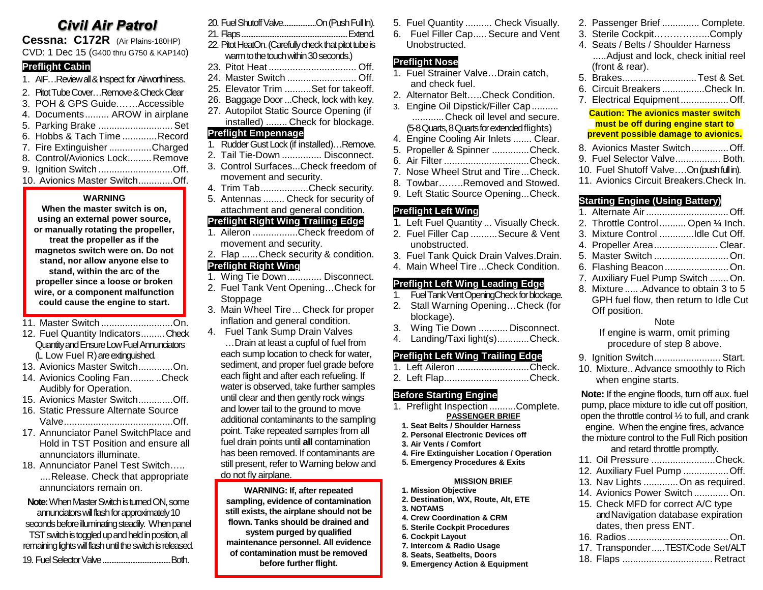# Civil Air Patrol

**Cessna: C172R** (Air Plains-180HP)

CVD: 1 Dec 15 (G400 thru G750 & KAP140)

## Preflight Cabin

1. AIF…Review all & Inspect for Airworthiness.
2. Pitot Tube Cover…Remove & Check Clear
3. POH & GPS Guide…….Accessible
4. Documents......... AROW in airplane
5. Parking Brake ............................ Set
6. Hobbs & Tach Time .............Record
7. Fire Extinguisher ................Charged
8. Control/Avionics Lock.........Remove
9. Ignition Switch ............................Off.
10. Avionics Master Switch.............Off.

> **WARNING**
> **When the master switch is on, using an external power source, or manually rotating the propeller, treat the propeller as if the magnetos switch were on. Do not stand, nor allow anyone else to stand, within the arc of the propeller since a loose or broken wire, or a component malfunction could cause the engine to start.**

11. Master Switch ...........................On.
12. Fuel Quantity Indicators.........Check Quantity and Ensure Low Fuel Annunciators (L Low Fuel R) are extinguished.
13. Avionics Master Switch.............On.
14. Avionics Cooling Fan......... ..Check Audibly for Operation.
15. Avionics Master Switch.............Off.
16. Static Pressure Alternate Source Valve.........................................Off.
17. Annunciator Panel SwitchPlace and Hold in TST Position and ensure all annunciators illuminate.
18. Annunciator Panel Test Switch….. ....Release. Check that appropriate annunciators remain on.

**Note:** When Master Switch is turned ON, some annunciators will flash for approximately 10 seconds before illuminating steadily. When panel TST switch is toggled up and held in position, all remaining lights will flash until the switch is released.

19. Fuel Selector Valve .......................................Both.
20. Fuel Shutoff Valve...................On (Push Full In).
21. Flaps ..............................................................Extend.
22. Pitot HeatOn. (Carefully check that pitot tube is warm to the touch within 30 seconds.)
23. Pitot Heat ................................ Off.
24. Master Switch .......................... Off.
25. Elevator Trim ..........Set for takeoff.
26. Baggage Door ...Check, lock with key.
27. Autopilot Static Source Opening (if installed) ........ Check for blockage.

## Preflight Empennage

1. Rudder Gust Lock (if installed)…Remove.
2. Tail Tie-Down ............... Disconnect.
3. Control Surfaces...Check freedom of movement and security.
4. Trim Tab..................Check security.
5. Antennas ........ Check for security of attachment and general condition.

## Preflight Right Wing Trailing Edge

1. Aileron .................Check freedom of movement and security.
2. Flap ......Check security & condition.

## Preflight Right Wing

1. Wing Tie Down............. Disconnect.
2. Fuel Tank Vent Opening…Check for Stoppage
3. Main Wheel Tire ... Check for proper inflation and general condition.
4. Fuel Tank Sump Drain Valves …Drain at least a cupful of fuel from each sump location to check for water, sediment, and proper fuel grade before each flight and after each refueling. If water is observed, take further samples until clear and then gently rock wings and lower tail to the ground to move additional contaminants to the sampling point. Take repeated samples from all fuel drain points until **all** contamination has been removed. If contaminants are still present, refer to Warning below and do not fly airplane.

> **WARNING: If, after repeated sampling, evidence of contamination still exists, the airplane should not be flown. Tanks should be drained and system purged by qualified maintenance personnel. All evidence of contamination must be removed before further flight.**

5. Fuel Quantity .......... Check Visually.
6. Fuel Filler Cap..... Secure and Vent Unobstructed.

## Preflight Nose

1. Fuel Strainer Valve…Drain catch, and check fuel.
2. Alternator Belt…..Check Condition.
3. Engine Oil Dipstick/Filler Cap .......... ............Check oil level and secure. (5-8 Quarts, 8 Quarts for extended flights)
4. Engine Cooling Air Inlets ....... Clear.
5. Propeller & Spinner .............Check.
6. Air Filter ................................Check.
7. Nose Wheel Strut and Tire ...Check.
8. Towbar……..Removed and Stowed.
9. Left Static Source Opening...Check.

## Preflight Left Wing

1. Left Fuel Quantity ... Visually Check.
2. Fuel Filler Cap ..........Secure & Vent unobstructed.
3. Fuel Tank Quick Drain Valves.Drain.
4. Main Wheel Tire ...Check Condition.

## Preflight Left Wing Leading Edge

1. Fuel Tank Vent OpeningCheck for blockage.
2. Stall Warning Opening…Check (for blockage).
3. Wing Tie Down ........... Disconnect.
4. Landing/Taxi light(s)............Check.

## Preflight Left Wing Trailing Edge

1. Left Aileron ...........................Check.
2. Left Flap................................Check.

## Before Starting Engine

1. Preflight Inspection ..........Complete.

**PASSENGER BRIEF**

1. **Seat Belts / Shoulder Harness**
2. **Personal Electronic Devices off**
3. **Air Vents / Comfort**
4. **Fire Extinguisher Location / Operation**
5. **Emergency Procedures & Exits**

**MISSION BRIEF**

1. **Mission Objective**
2. **Destination, WX, Route, Alt, ETE**
3. **NOTAMS**
4. **Crew Coordination & CRM**
5. **Sterile Cockpit Procedures**
6. **Cockpit Layout**
7. **Intercom & Radio Usage**
8. **Seats, Seatbelts, Doors**
9. **Emergency Action & Equipment**

2. Passenger Brief .............. Complete.
3. Sterile Cockpit………….…..Comply
4. Seats / Belts / Shoulder Harness .....Adjust and lock, check initial reel (front & rear).
5. Brakes............................Test & Set.
6. Circuit Breakers ................Check In.
7. Electrical Equipment ..................Off.

**Caution: The avionics master switch must be off during engine start to prevent possible damage to avionics.**

8. Avionics Master Switch..............Off.
9. Fuel Selector Valve................. Both.
10. Fuel Shutoff Valve….On (push full in).
11. Avionics Circuit Breakers.Check In.

## Starting Engine (Using Battery)

1. Alternate Air ...............................Off.
2. Throttle Control .......... Open ¼ Inch.
3. Mixture Control .............Idle Cut Off.
4. Propeller Area........................ Clear.
5. Master Switch ............................On.
6. Flashing Beacon ........................On.
7. Auxiliary Fuel Pump Switch .......On.
8. Mixture ...... .Advance to obtain 3 to 5 GPH fuel flow, then return to Idle Cut Off position.

Note

If engine is warm, omit priming procedure of step 8 above.

9. Ignition Switch......................... Start.
10. Mixture.. Advance smoothly to Rich when engine starts.

**Note:** If the engine floods, turn off aux. fuel pump, place mixture to idle cut off position, open the throttle control ½ to full, and crank engine. When the engine fires, advance the mixture control to the Full Rich position and retard throttle promptly.

11. Oil Pressure ........................Check.
12. Auxiliary Fuel Pump .................Off.
13. Nav Lights .............On as required.
14. Avionics Power Switch .............On.
15. Check MFD for correct A/C type and Navigation database expiration dates, then press ENT.
16. Radios ......................................On.
17. Transponder.....TEST/Code Set/ALT
18. Flaps ................................. Retract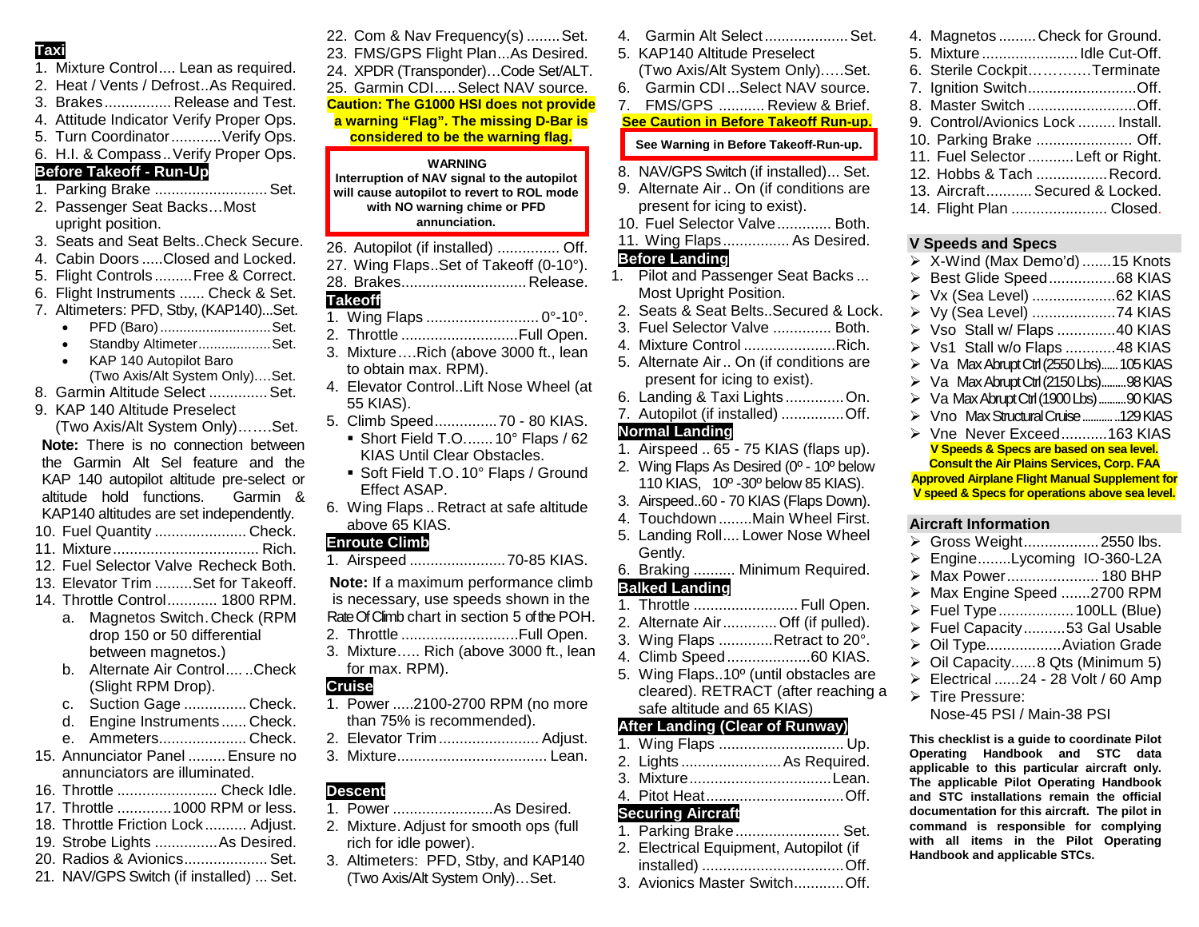## Taxi

1. Mixture Control.... Lean as required.
2. Heat / Vents / Defrost..As Required.
3. Brakes................ Release and Test.
4. Attitude Indicator Verify Proper Ops.
5. Turn Coordinator............Verify Ops.
6. H.I. & Compass..Verify Proper Ops.

## Before Takeoff - Run-Up

1. Parking Brake ........................... Set.
2. Passenger Seat Backs…Most upright position.
3. Seats and Seat Belts..Check Secure.
4. Cabin Doors .....Closed and Locked.
5. Flight Controls .........Free & Correct.
6. Flight Instruments ...... Check & Set.
7. Altimeters: PFD, Stby, (KAP140)...Set.
   - PFD (Baro) ............................. Set.
   - Standby Altimeter.................... Set.
   - KAP 140 Autopilot Baro (Two Axis/Alt System Only)....Set.
8. Garmin Altitude Select .............. Set.
9. KAP 140 Altitude Preselect (Two Axis/Alt System Only)…….Set.

**Note:** There is no connection between the Garmin Alt Sel feature and the KAP 140 autopilot altitude pre-select or altitude hold functions. Garmin & KAP140 altitudes are set independently.

10. Fuel Quantity ....................... Check.
11. Mixture................................... Rich.
12. Fuel Selector Valve Recheck Both.
13. Elevator Trim .........Set for Takeoff.
14. Throttle Control............ 1800 RPM.
    a. Magnetos Switch. Check (RPM drop 150 or 50 differential between magnetos.)
    b. Alternate Air Control.... ..Check (Slight RPM Drop).
    c. Suction Gauge ............... Check.
    d. Engine Instruments ...... Check.
    e. Ammeters..................... Check.
15. Annunciator Panel ......... Ensure no annunciators are illuminated.
16. Throttle ........................ Check Idle.
17. Throttle .............1000 RPM or less.
18. Throttle Friction Lock .......... Adjust.
19. Strobe Lights ...............As Desired.
20. Radios & Avionics.................... Set.
21. NAV/GPS Switch (if installed) ... Set.
22. Com & Nav Frequency(s) ........Set.
23. FMS/GPS Flight Plan...As Desired.
24. XPDR (Transponder)…Code Set/ALT.
25. Garmin CDI..... Select NAV source.

**Caution: The G1000 HSI does not provide a warning "Flag". The missing D-Bar is considered to be the warning flag.**

**WARNING**
**Interruption of NAV signal to the autopilot will cause autopilot to revert to ROL mode with NO warning chime or PFD annunciation.**

26. Autopilot (if installed) ............... Off.
27. Wing Flaps..Set of Takeoff (0-10°).
28. Brakes............................. Release.

## Takeoff

1. Wing Flaps ........................... 0°-10°.
2. Throttle ............................Full Open.
3. Mixture….Rich (above 3000 ft., lean to obtain max. RPM).
4. Elevator Control..Lift Nose Wheel (at 55 KIAS).
5. Climb Speed.............. 70 - 80 KIAS.
   - Short Field T.O....... 10° Flaps / 62 KIAS Until Clear Obstacles.
   - Soft Field T.O. 10° Flaps / Ground Effect ASAP.
6. Wing Flaps .. Retract at safe altitude above 65 KIAS.

## Enroute Climb

1. Airspeed ...................... 70-85 KIAS.

**Note:** If a maximum performance climb is necessary, use speeds shown in the Rate Of Climb chart in section 5 of the POH.

2. Throttle ............................Full Open.
3. Mixture….. Rich (above 3000 ft., lean for max. RPM).

## Cruise

1. Power .....2100-2700 RPM (no more than 75% is recommended).
2. Elevator Trim ........................ Adjust.
3. Mixture.................................... Lean.

## Descent

1. Power ........................As Desired.
2. Mixture. Adjust for smooth ops (full rich for idle power).
3. Altimeters: PFD, Stby, and KAP140 (Two Axis/Alt System Only)…Set.
4. Garmin Alt Select .................... Set.
5. KAP140 Altitude Preselect (Two Axis/Alt System Only)…..Set.
6. Garmin CDI ...Select NAV source.
7. FMS/GPS ........... Review & Brief.

**See Caution in Before Takeoff Run-up.**

**See Warning in Before Takeoff-Run-up.**

8. NAV/GPS Switch (if installed)... Set.
9. Alternate Air .. On (if conditions are present for icing to exist).
10. Fuel Selector Valve............. Both.
11. Wing Flaps ................ As Desired.

## Before Landing

1. Pilot and Passenger Seat Backs ... Most Upright Position.
2. Seats & Seat Belts..Secured & Lock.
3. Fuel Selector Valve .............. Both.
4. Mixture Control ......................Rich.
5. Alternate Air .. On (if conditions are present for icing to exist).
6. Landing & Taxi Lights ............. On.
7. Autopilot (if installed) ..............Off.

## Normal Landing

1. Airspeed .. 65 - 75 KIAS (flaps up).
2. Wing Flaps As Desired (0º - 10º below 110 KIAS, 10º -30º below 85 KIAS).
3. Airspeed..60 - 70 KIAS (Flaps Down).
4. Touchdown ........Main Wheel First.
5. Landing Roll.... Lower Nose Wheel Gently.
6. Braking .......... Minimum Required.

## Balked Landing

1. Throttle ......................... Full Open.
2. Alternate Air ............. Off (if pulled).
3. Wing Flaps .............Retract to 20°.
4. Climb Speed ....................60 KIAS.
5. Wing Flaps..10º (until obstacles are cleared). RETRACT (after reaching a safe altitude and 65 KIAS)

## After Landing (Clear of Runway)

1. Wing Flaps ............................. Up.
2. Lights ........................ As Required.
3. Mixture ..................................Lean.
4. Pitot Heat................................. Off.

## Securing Aircraft

1. Parking Brake ......................... Set.
2. Electrical Equipment, Autopilot (if installed) ..................................Off.
3. Avionics Master Switch............Off.
4. Magnetos ......... Check for Ground.
5. Mixture ....................... Idle Cut-Off.
6. Sterile Cockpit…………Terminate
7. Ignition Switch..........................Off.
8. Master Switch ..........................Off.
9. Control/Avionics Lock ......... Install.
10. Parking Brake ......................... Off.
11. Fuel Selector ........... Left or Right.
12. Hobbs & Tach ................. Record.
13. Aircraft........... Secured & Locked.
14. Flight Plan ....................... Closed.

## V Speeds and Specs

- X-Wind (Max Demo'd) .......15 Knots
- Best Glide Speed................68 KIAS
- Vx (Sea Level) ....................62 KIAS
- Vy (Sea Level) ....................74 KIAS
- Vso Stall w/ Flaps .............40 KIAS
- Vs1 Stall w/o Flaps ............48 KIAS
- Va Max Abrupt Ctrl (2550 Lbs)...... 105 KIAS
- Va Max Abrupt Ctrl (2150 Lbs).........98 KIAS
- Va Max Abrupt Ctrl (1900 Lbs) ..........90 KIAS
- Vno Max Structural Cruise ............129 KIAS
- Vne Never Exceed...........163 KIAS

**V Speeds & Specs are based on sea level. Consult the Air Plains Services, Corp. FAA Approved Airplane Flight Manual Supplement for V speed & Specs for operations above sea level.**

## Aircraft Information

- Gross Weight.................. 2550 lbs.
- Engine........Lycoming IO-360-L2A
- Max Power...................... 180 BHP
- Max Engine Speed .......2700 RPM
- Fuel Type ...................100LL (Blue)
- Fuel Capacity..........53 Gal Usable
- Oil Type..................Aviation Grade
- Oil Capacity......8 Qts (Minimum 5)
- Electrical ......24 - 28 Volt / 60 Amp
- Tire Pressure: Nose-45 PSI / Main-38 PSI

**This checklist is a guide to coordinate Pilot Operating Handbook and STC data applicable to this particular aircraft only. The applicable Pilot Operating Handbook and STC installations remain the official documentation for this aircraft. The pilot in command is responsible for complying with all items in the Pilot Operating Handbook and applicable STCs.**